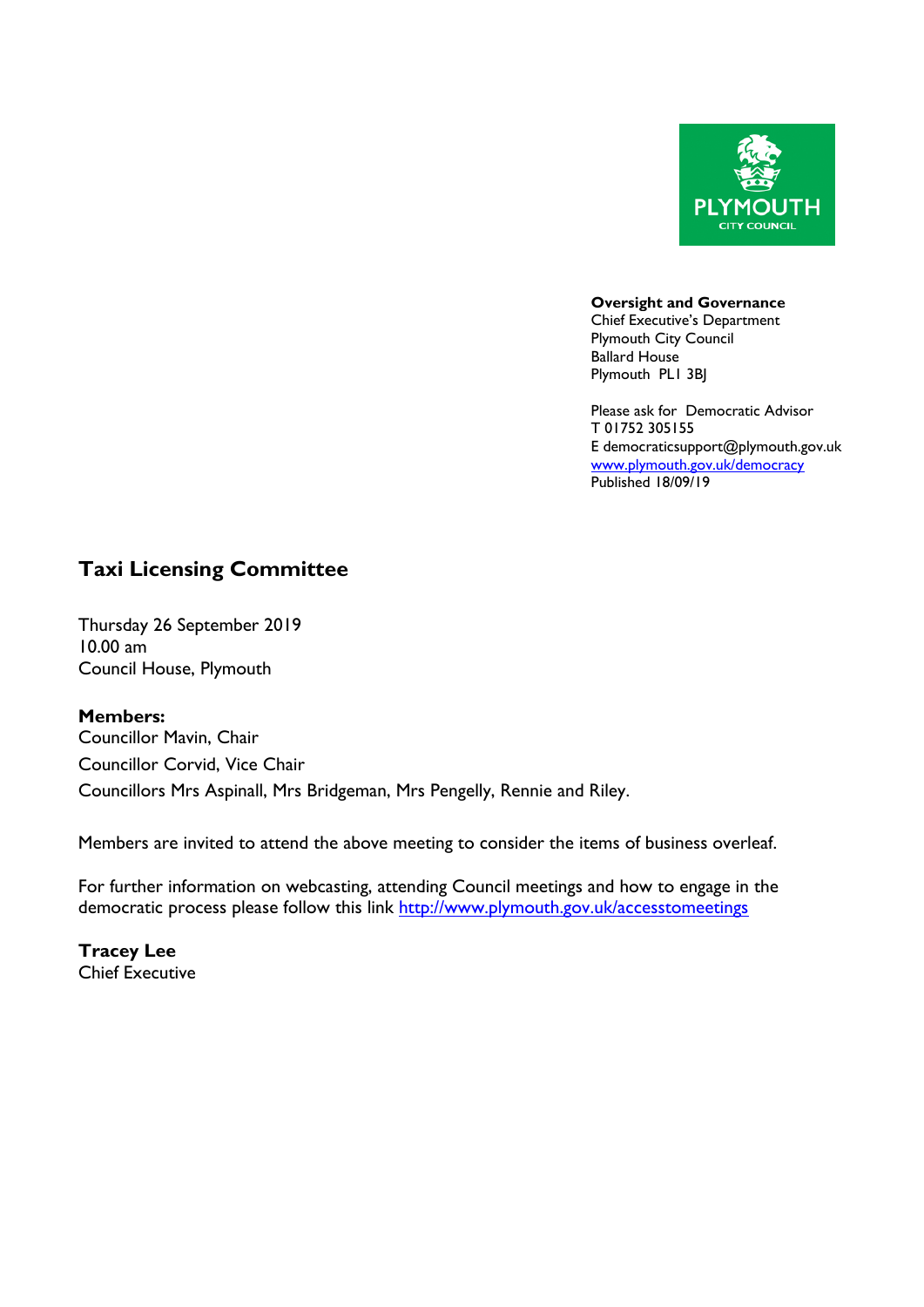PLYMOUTH CITY COUNCIL

**Oversight and Governance**
Chief Executive's Department
Plymouth City Council
Ballard House
Plymouth PL1 3BJ

Please ask for Democratic Advisor
T 01752 305155
E democraticsupport@plymouth.gov.uk
[www.plymouth.gov.uk/democracy](http://www.plymouth.gov.uk/democracy)
Published 18/09/19

# Taxi Licensing Committee

Thursday 26 September 2019
10.00 am
Council House, Plymouth

**Members:**
Councillor Mavin, Chair
Councillor Corvid, Vice Chair
Councillors Mrs Aspinall, Mrs Bridgeman, Mrs Pengelly, Rennie and Riley.

Members are invited to attend the above meeting to consider the items of business overleaf.

For further information on webcasting, attending Council meetings and how to engage in the democratic process please follow this link [http://www.plymouth.gov.uk/accesstomeetings](http://www.plymouth.gov.uk/accesstomeetings)

**Tracey Lee**
Chief Executive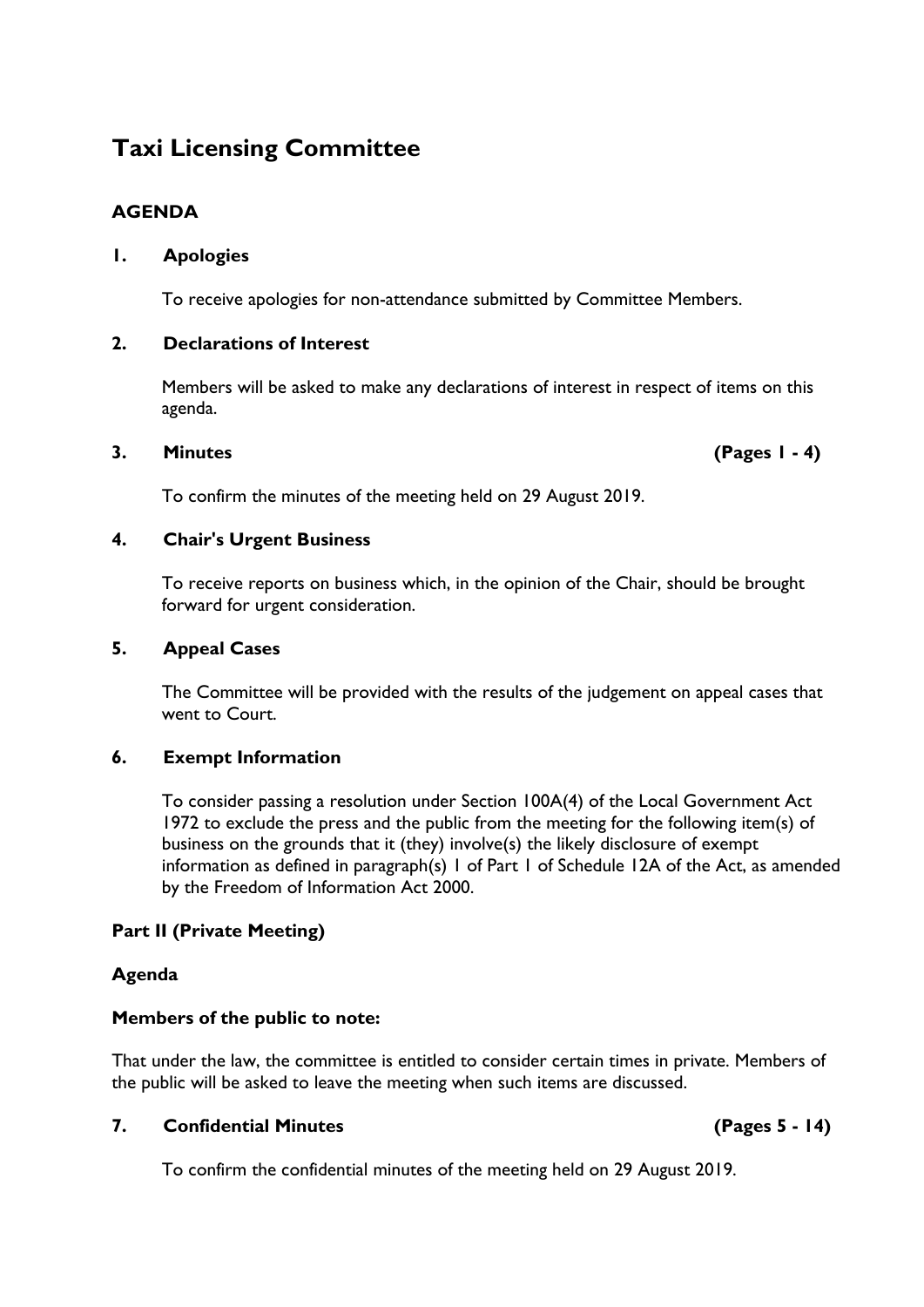# Taxi Licensing Committee

## AGENDA

### 1. Apologies

To receive apologies for non-attendance submitted by Committee Members.

### 2. Declarations of Interest

Members will be asked to make any declarations of interest in respect of items on this agenda.

### 3. Minutes (Pages 1 - 4)

To confirm the minutes of the meeting held on 29 August 2019.

### 4. Chair's Urgent Business

To receive reports on business which, in the opinion of the Chair, should be brought forward for urgent consideration.

### 5. Appeal Cases

The Committee will be provided with the results of the judgement on appeal cases that went to Court.

### 6. Exempt Information

To consider passing a resolution under Section 100A(4) of the Local Government Act 1972 to exclude the press and the public from the meeting for the following item(s) of business on the grounds that it (they) involve(s) the likely disclosure of exempt information as defined in paragraph(s) 1 of Part 1 of Schedule 12A of the Act, as amended by the Freedom of Information Act 2000.

## Part II (Private Meeting)

**Agenda**

**Members of the public to note:**

That under the law, the committee is entitled to consider certain times in private. Members of the public will be asked to leave the meeting when such items are discussed.

### 7. Confidential Minutes (Pages 5 - 14)

To confirm the confidential minutes of the meeting held on 29 August 2019.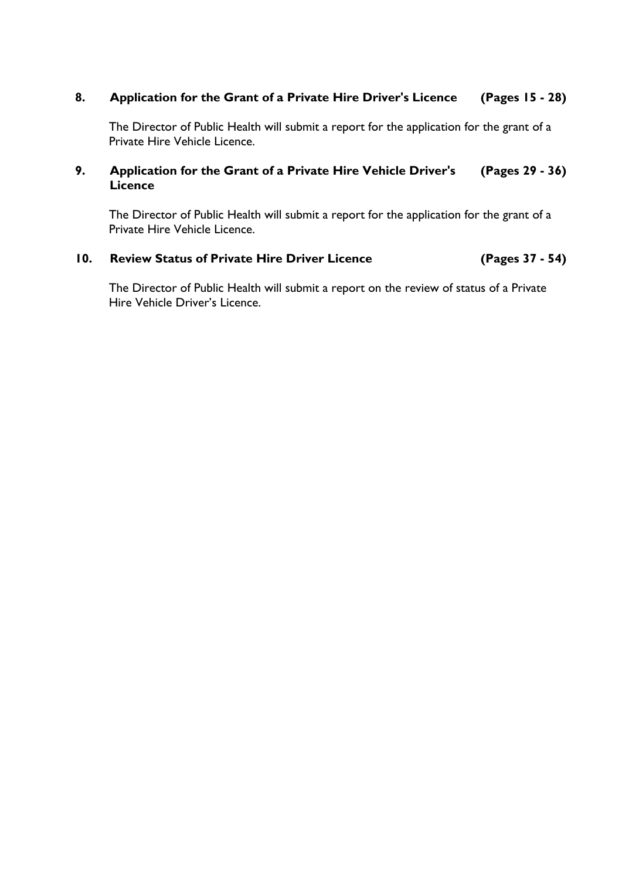**8. Application for the Grant of a Private Hire Driver's Licence (Pages 15 - 28)**

The Director of Public Health will submit a report for the application for the grant of a Private Hire Vehicle Licence.

**9. Application for the Grant of a Private Hire Vehicle Driver's Licence (Pages 29 - 36)**

The Director of Public Health will submit a report for the application for the grant of a Private Hire Vehicle Licence.

**10. Review Status of Private Hire Driver Licence (Pages 37 - 54)**

The Director of Public Health will submit a report on the review of status of a Private Hire Vehicle Driver's Licence.